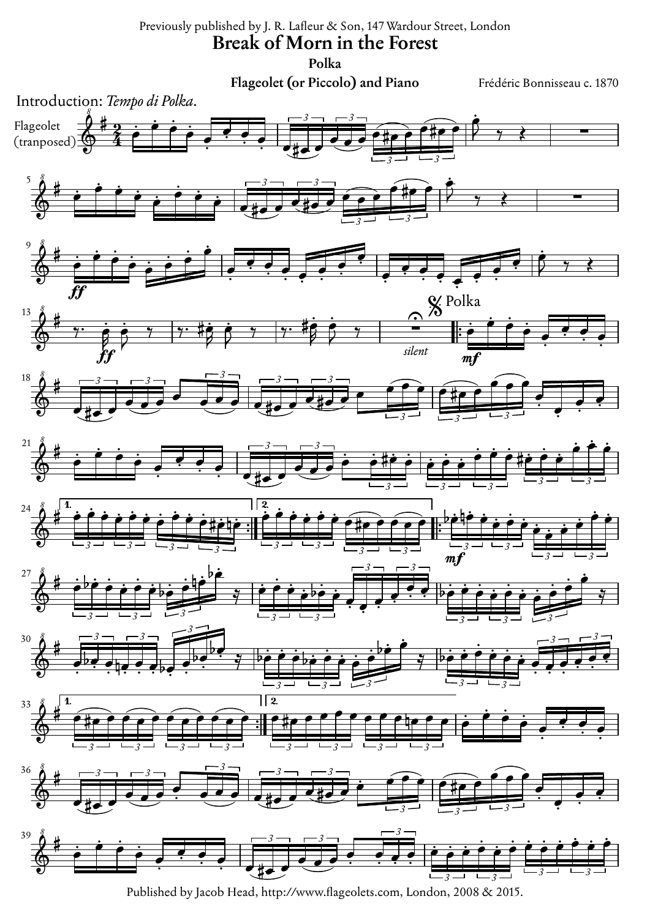Previously published by J. R. Lafleur & Son, 147 Wardour Street, London

# Break of Morn in the Forest

## Polka

**Flageolet (or Piccolo) and Piano**

Frédéric Bonnisseau c. 1870

Introduction: *Tempo di Polka*.

Flageolet (tranposed)

Polka

*silent*

Published by Jacob Head, http://www.flageolets.com, London, 2008 & 2015.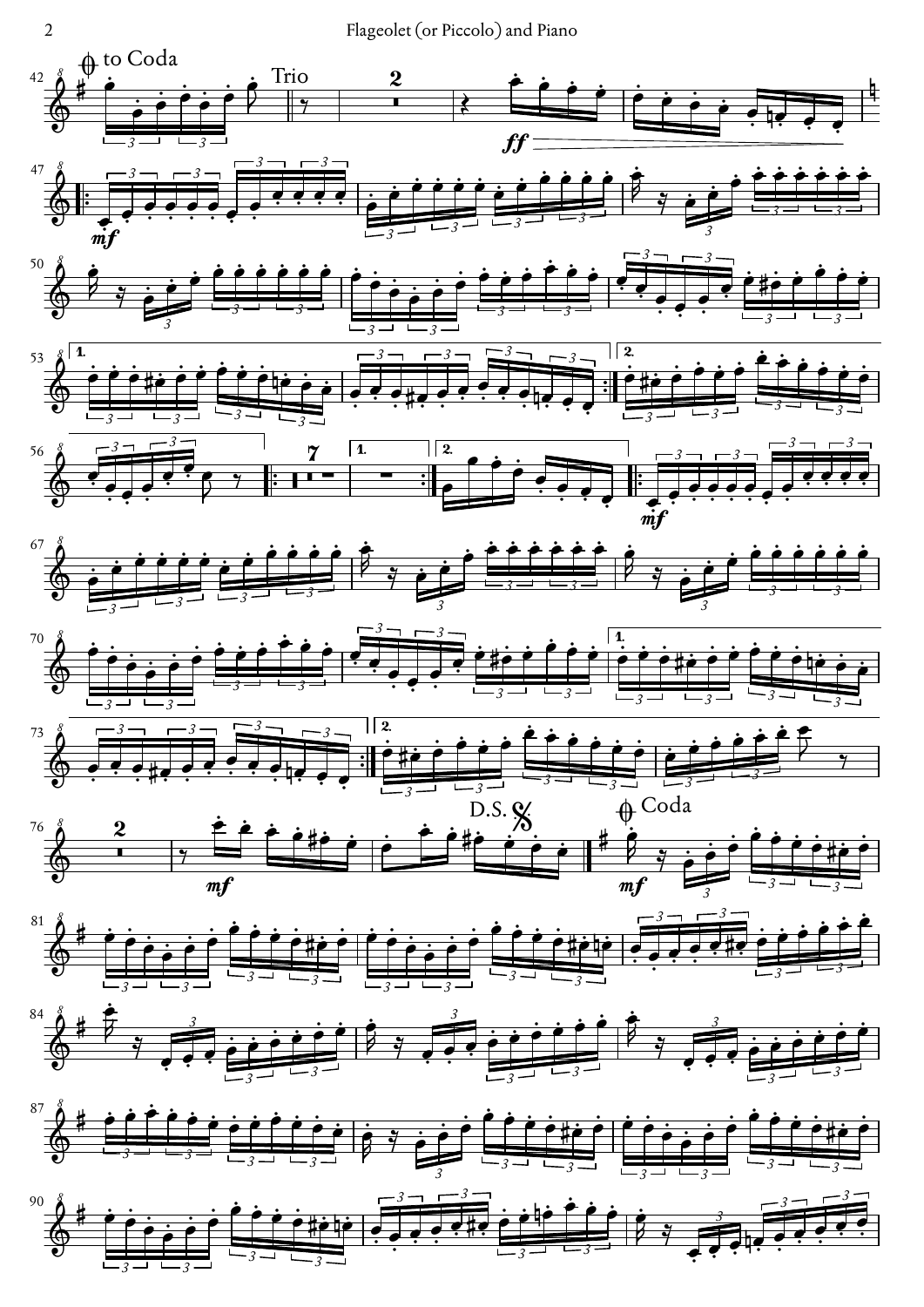to Coda

Trio

D.S.

Coda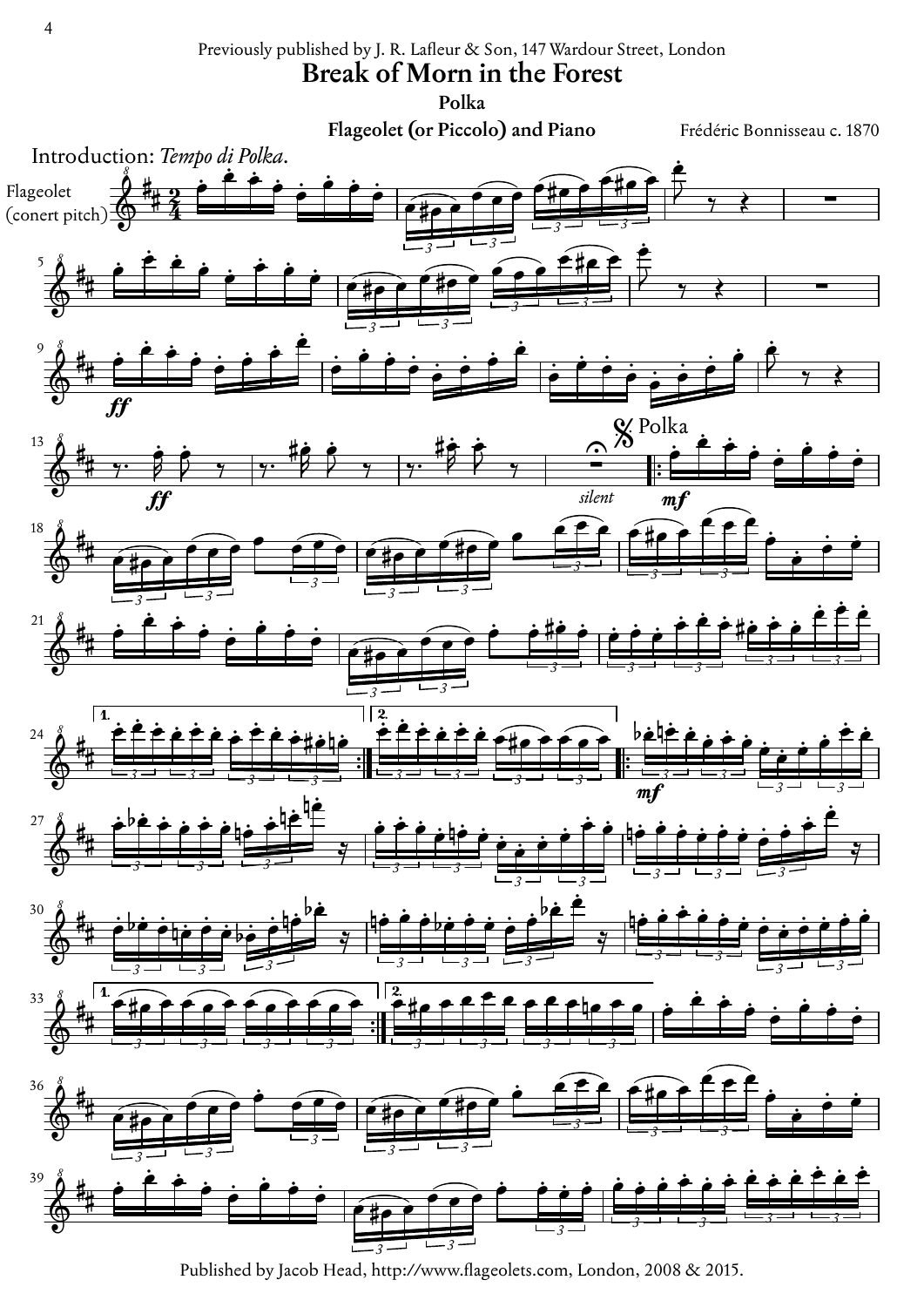Previously published by J. R. Lafleur & Son, 147 Wardour Street, London

# Break of Morn in the Forest

## Polka

### Flageolet (or Piccolo) and Piano

Frédéric Bonnisseau c. 1870

Introduction: *Tempo di Polka.*

Flageolet (conert pitch)

Published by Jacob Head, http://www.flageolets.com, London, 2008 & 2015.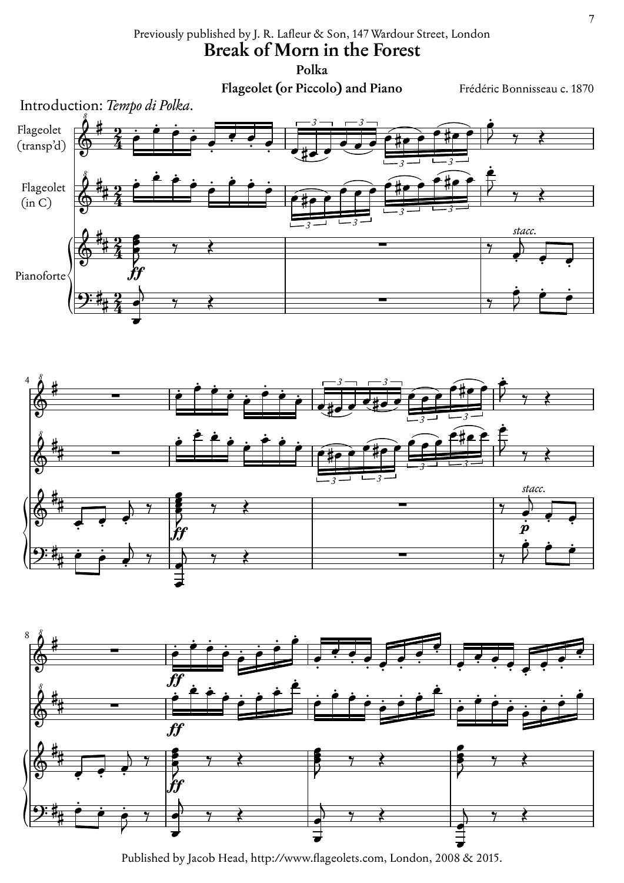Previously published by J. R. Lafleur & Son, 147 Wardour Street, London

# Break of Morn in the Forest

**Polka**

**Flageolet (or Piccolo) and Piano**

Frédéric Bonnisseau c. 1870

Introduction: *Tempo di Polka*.

Flageolet (transp'd)

Flageolet (in C)

Pianoforte

Published by Jacob Head, http://www.flageolets.com, London, 2008 & 2015.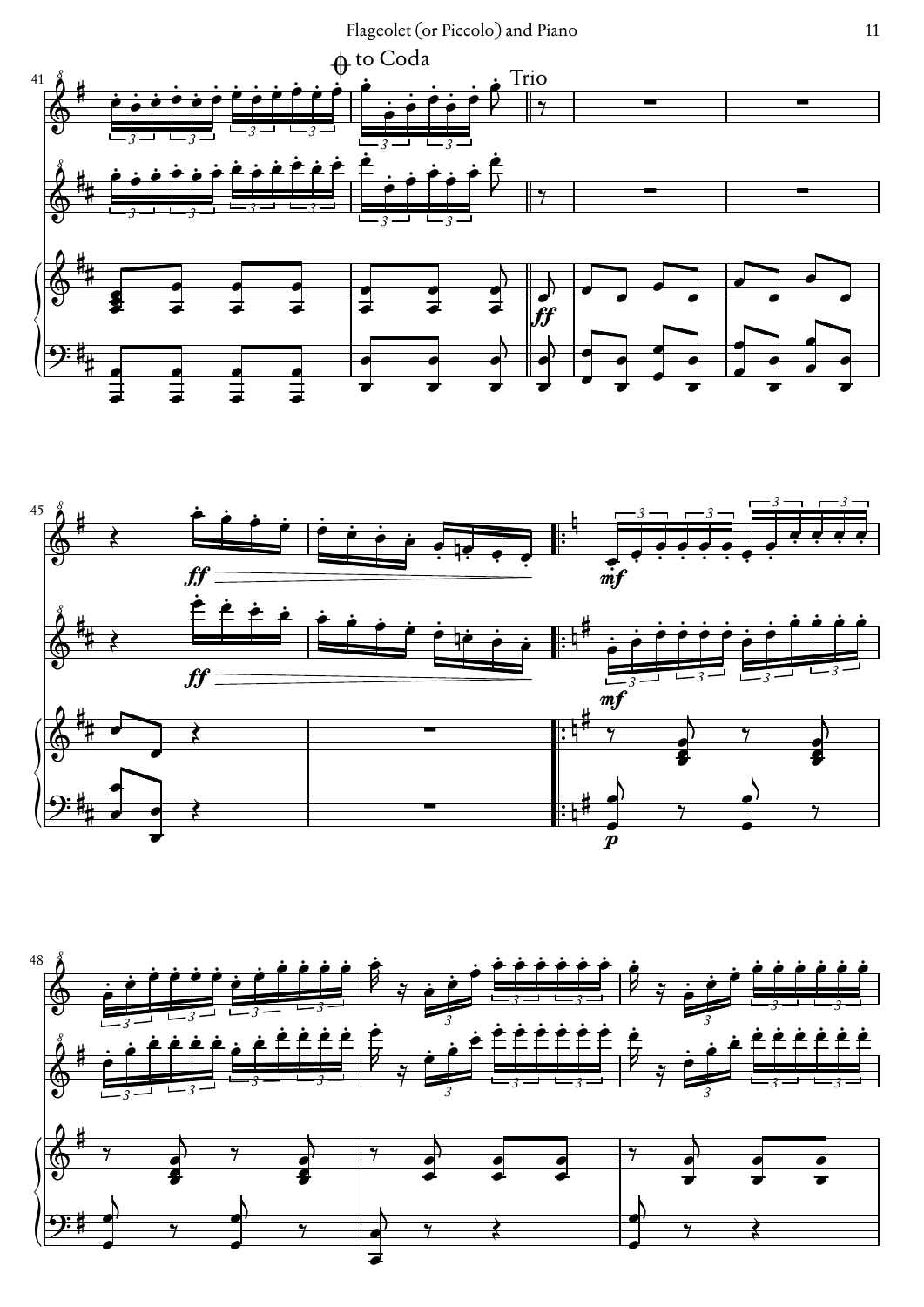to Coda

Trio